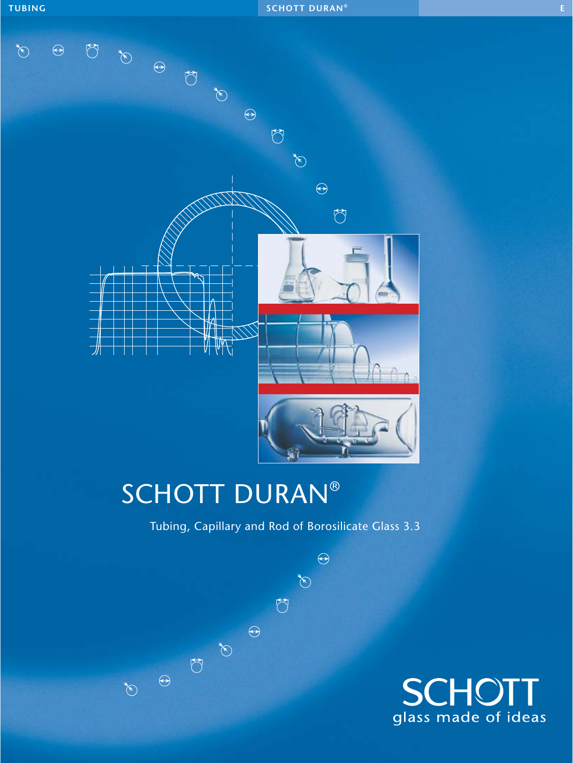# SCHOTT DURAN®

Tubing, Capillary and Rod of Borosilicate Glass 3.3

SCHOTT
glass made of ideas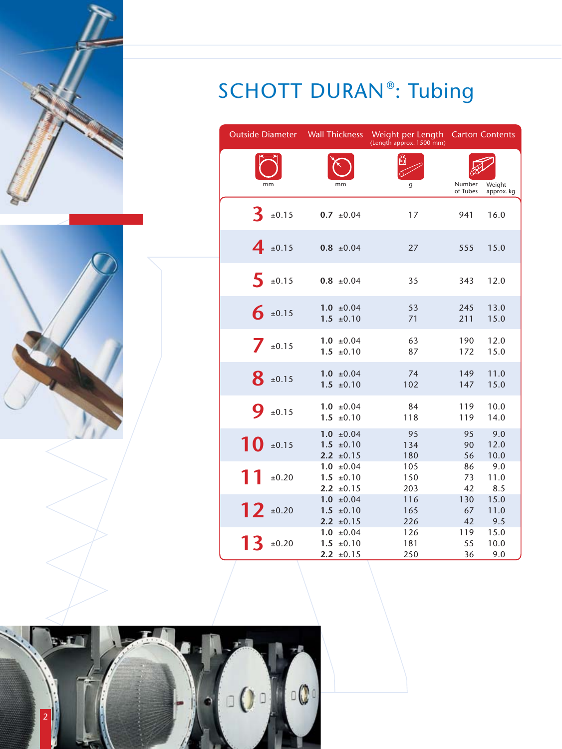# SCHOTT DURAN®: Tubing

| Outside Diameter (mm) | Wall Thickness (mm) | Weight per Length (Length approx. 1500 mm) (g) | Carton Contents: Number of Tubes | Carton Contents: Weight approx. kg |
|---|---|---|---|---|
| 3 ±0.15 | 0.7 ±0.04 | 17 | 941 | 16.0 |
| 4 ±0.15 | 0.8 ±0.04 | 27 | 555 | 15.0 |
| 5 ±0.15 | 0.8 ±0.04 | 35 | 343 | 12.0 |
| 6 ±0.15 | 1.0 ±0.04 | 53 | 245 | 13.0 |
| | 1.5 ±0.10 | 71 | 211 | 15.0 |
| 7 ±0.15 | 1.0 ±0.04 | 63 | 190 | 12.0 |
| | 1.5 ±0.10 | 87 | 172 | 15.0 |
| 8 ±0.15 | 1.0 ±0.04 | 74 | 149 | 11.0 |
| | 1.5 ±0.10 | 102 | 147 | 15.0 |
| 9 ±0.15 | 1.0 ±0.04 | 84 | 119 | 10.0 |
| | 1.5 ±0.10 | 118 | 119 | 14.0 |
| 10 ±0.15 | 1.0 ±0.04 | 95 | 95 | 9.0 |
| | 1.5 ±0.10 | 134 | 90 | 12.0 |
| | 2.2 ±0.15 | 180 | 56 | 10.0 |
| 11 ±0.20 | 1.0 ±0.04 | 105 | 86 | 9.0 |
| | 1.5 ±0.10 | 150 | 73 | 11.0 |
| | 2.2 ±0.15 | 203 | 42 | 8.5 |
| 12 ±0.20 | 1.0 ±0.04 | 116 | 130 | 15.0 |
| | 1.5 ±0.10 | 165 | 67 | 11.0 |
| | 2.2 ±0.15 | 226 | 42 | 9.5 |
| 13 ±0.20 | 1.0 ±0.04 | 126 | 119 | 15.0 |
| | 1.5 ±0.10 | 181 | 55 | 10.0 |
| | 2.2 ±0.15 | 250 | 36 | 9.0 |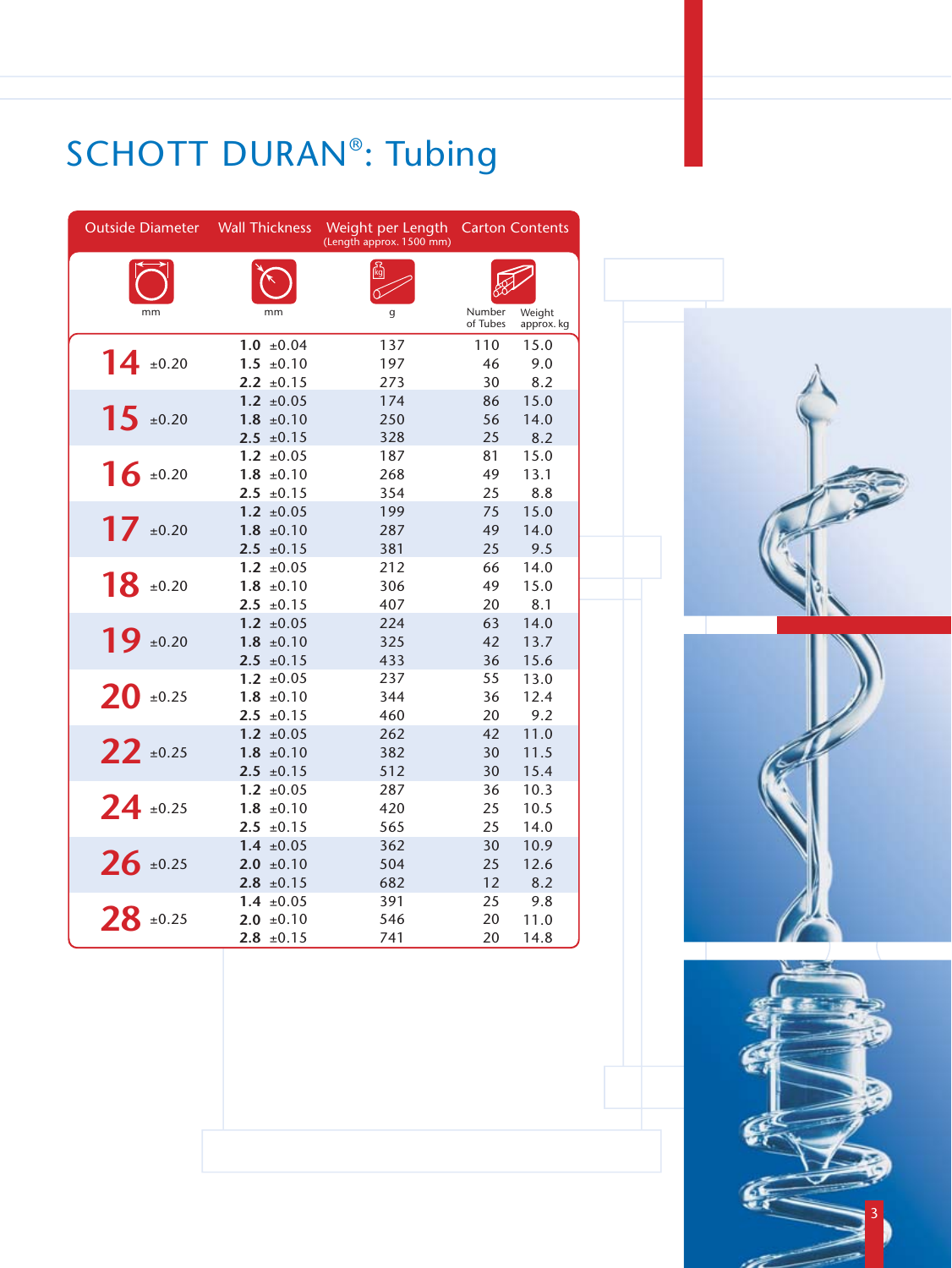# SCHOTT DURAN®: Tubing

| Outside Diameter | | Wall Thickness | | Weight per Length (Length approx. 1500 mm) | Carton Contents | |
|---|---|---|---|---|---|---|
| mm | | mm | | g | Number of Tubes | Weight approx. kg |
| **14** | ±0.20 | **1.0** | ±0.04 | 137 | 110 | 15.0 |
| | | **1.5** | ±0.10 | 197 | 46 | 9.0 |
| | | **2.2** | ±0.15 | 273 | 30 | 8.2 |
| **15** | ±0.20 | **1.2** | ±0.05 | 174 | 86 | 15.0 |
| | | **1.8** | ±0.10 | 250 | 56 | 14.0 |
| | | **2.5** | ±0.15 | 328 | 25 | 8.2 |
| **16** | ±0.20 | **1.2** | ±0.05 | 187 | 81 | 15.0 |
| | | **1.8** | ±0.10 | 268 | 49 | 13.1 |
| | | **2.5** | ±0.15 | 354 | 25 | 8.8 |
| **17** | ±0.20 | **1.2** | ±0.05 | 199 | 75 | 15.0 |
| | | **1.8** | ±0.10 | 287 | 49 | 14.0 |
| | | **2.5** | ±0.15 | 381 | 25 | 9.5 |
| **18** | ±0.20 | **1.2** | ±0.05 | 212 | 66 | 14.0 |
| | | **1.8** | ±0.10 | 306 | 49 | 15.0 |
| | | **2.5** | ±0.15 | 407 | 20 | 8.1 |
| **19** | ±0.20 | **1.2** | ±0.05 | 224 | 63 | 14.0 |
| | | **1.8** | ±0.10 | 325 | 42 | 13.7 |
| | | **2.5** | ±0.15 | 433 | 36 | 15.6 |
| **20** | ±0.25 | **1.2** | ±0.05 | 237 | 55 | 13.0 |
| | | **1.8** | ±0.10 | 344 | 36 | 12.4 |
| | | **2.5** | ±0.15 | 460 | 20 | 9.2 |
| **22** | ±0.25 | **1.2** | ±0.05 | 262 | 42 | 11.0 |
| | | **1.8** | ±0.10 | 382 | 30 | 11.5 |
| | | **2.5** | ±0.15 | 512 | 30 | 15.4 |
| **24** | ±0.25 | **1.2** | ±0.05 | 287 | 36 | 10.3 |
| | | **1.8** | ±0.10 | 420 | 25 | 10.5 |
| | | **2.5** | ±0.15 | 565 | 25 | 14.0 |
| **26** | ±0.25 | **1.4** | ±0.05 | 362 | 30 | 10.9 |
| | | **2.0** | ±0.10 | 504 | 25 | 12.6 |
| | | **2.8** | ±0.15 | 682 | 12 | 8.2 |
| **28** | ±0.25 | **1.4** | ±0.05 | 391 | 25 | 9.8 |
| | | **2.0** | ±0.10 | 546 | 20 | 11.0 |
| | | **2.8** | ±0.15 | 741 | 20 | 14.8 |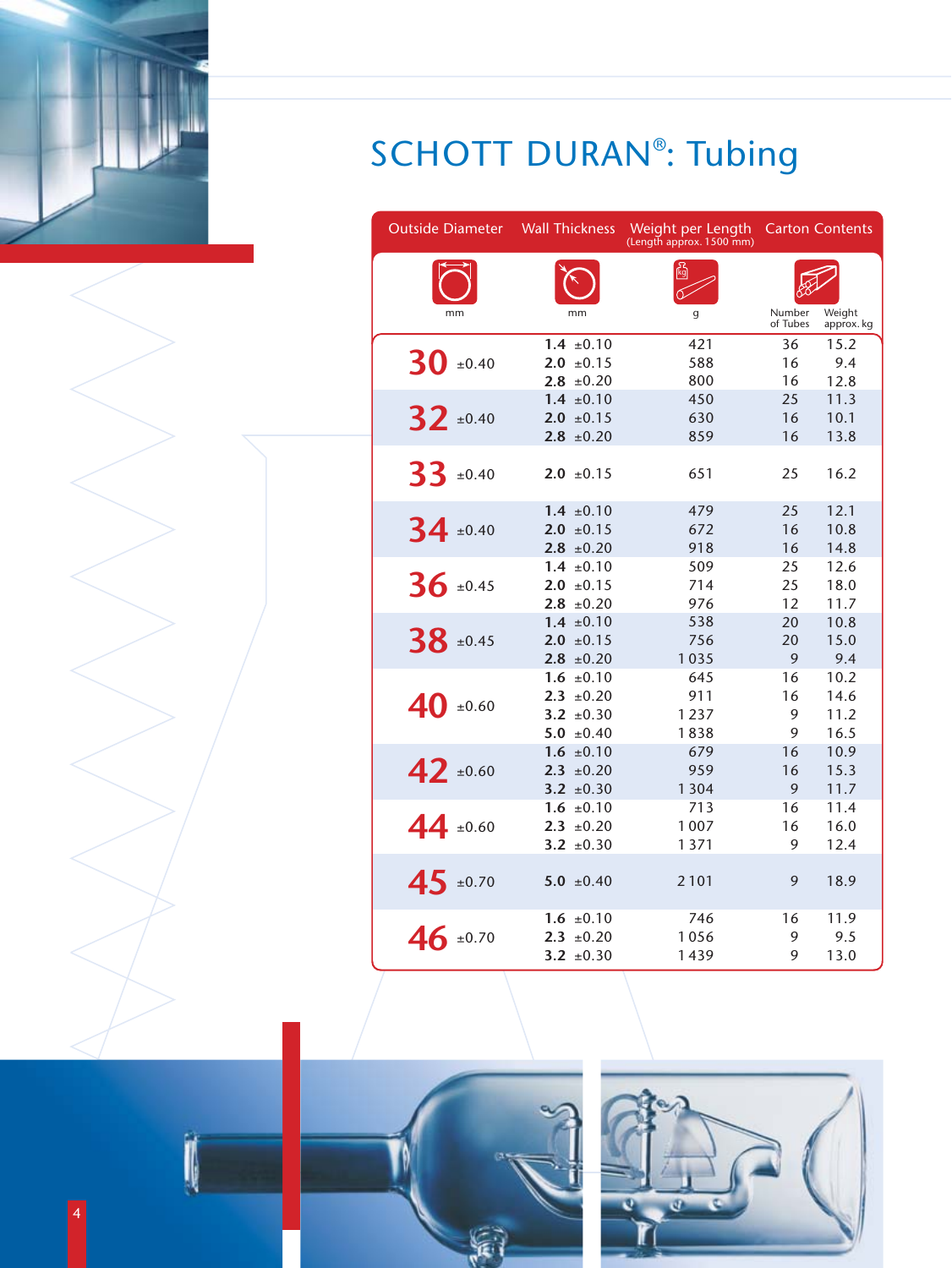# SCHOTT DURAN®: Tubing

| Outside Diameter | | Wall Thickness | | Weight per Length (Length approx. 1500 mm) | Carton Contents | |
|---|---|---|---|---|---|---|
| mm | | mm | | g | Number of Tubes | Weight approx. kg |
| 30 | ±0.40 | 1.4 | ±0.10 | 421 | 36 | 15.2 |
| | | 2.0 | ±0.15 | 588 | 16 | 9.4 |
| | | 2.8 | ±0.20 | 800 | 16 | 12.8 |
| 32 | ±0.40 | 1.4 | ±0.10 | 450 | 25 | 11.3 |
| | | 2.0 | ±0.15 | 630 | 16 | 10.1 |
| | | 2.8 | ±0.20 | 859 | 16 | 13.8 |
| 33 | ±0.40 | 2.0 | ±0.15 | 651 | 25 | 16.2 |
| 34 | ±0.40 | 1.4 | ±0.10 | 479 | 25 | 12.1 |
| | | 2.0 | ±0.15 | 672 | 16 | 10.8 |
| | | 2.8 | ±0.20 | 918 | 16 | 14.8 |
| 36 | ±0.45 | 1.4 | ±0.10 | 509 | 25 | 12.6 |
| | | 2.0 | ±0.15 | 714 | 25 | 18.0 |
| | | 2.8 | ±0.20 | 976 | 12 | 11.7 |
| 38 | ±0.45 | 1.4 | ±0.10 | 538 | 20 | 10.8 |
| | | 2.0 | ±0.15 | 756 | 20 | 15.0 |
| | | 2.8 | ±0.20 | 1 035 | 9 | 9.4 |
| 40 | ±0.60 | 1.6 | ±0.10 | 645 | 16 | 10.2 |
| | | 2.3 | ±0.20 | 911 | 16 | 14.6 |
| | | 3.2 | ±0.30 | 1 237 | 9 | 11.2 |
| | | 5.0 | ±0.40 | 1 838 | 9 | 16.5 |
| 42 | ±0.60 | 1.6 | ±0.10 | 679 | 16 | 10.9 |
| | | 2.3 | ±0.20 | 959 | 16 | 15.3 |
| | | 3.2 | ±0.30 | 1 304 | 9 | 11.7 |
| 44 | ±0.60 | 1.6 | ±0.10 | 713 | 16 | 11.4 |
| | | 2.3 | ±0.20 | 1 007 | 16 | 16.0 |
| | | 3.2 | ±0.30 | 1 371 | 9 | 12.4 |
| 45 | ±0.70 | 5.0 | ±0.40 | 2 101 | 9 | 18.9 |
| 46 | ±0.70 | 1.6 | ±0.10 | 746 | 16 | 11.9 |
| | | 2.3 | ±0.20 | 1 056 | 9 | 9.5 |
| | | 3.2 | ±0.30 | 1 439 | 9 | 13.0 |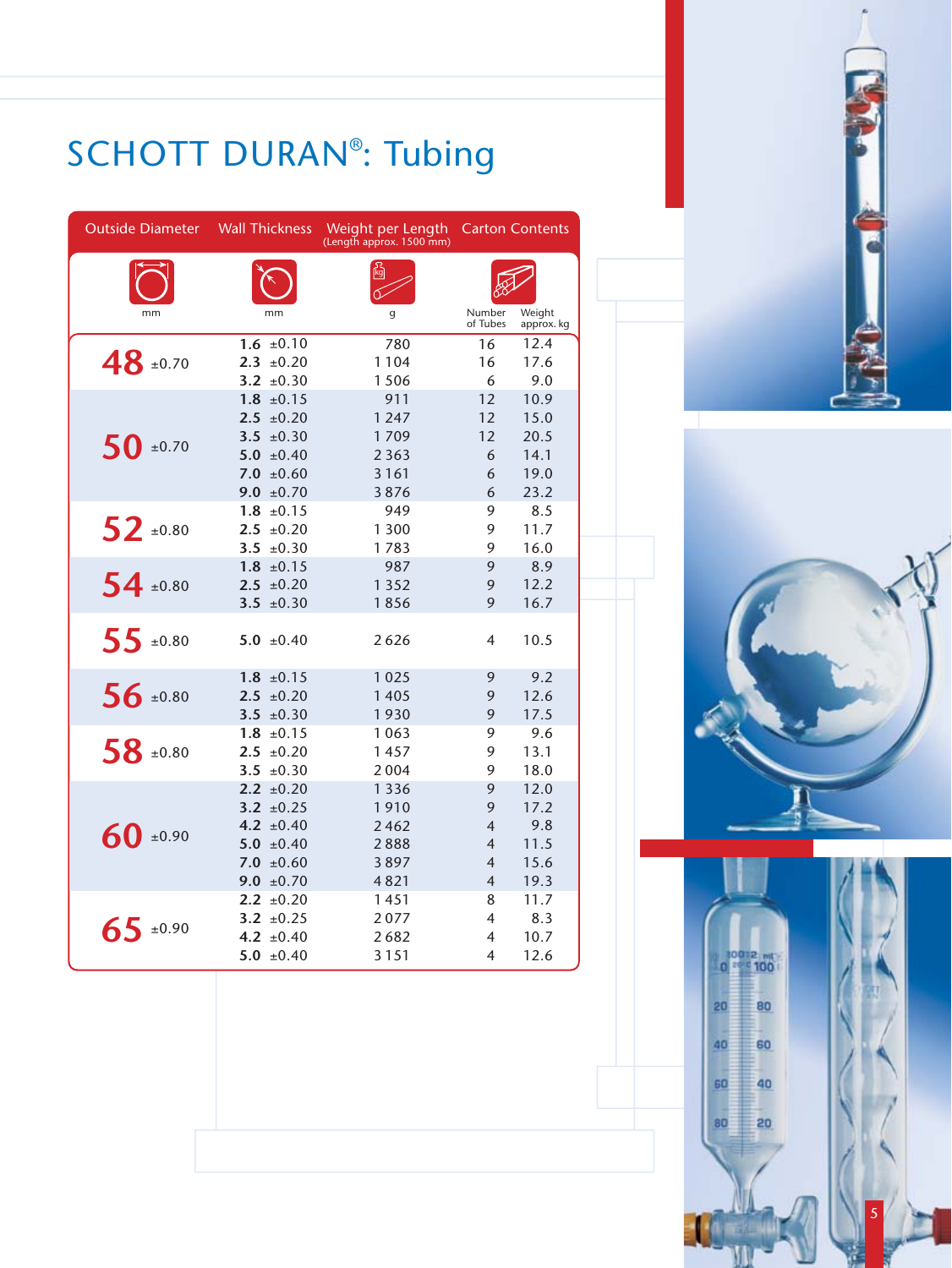# SCHOTT DURAN®: Tubing

| Outside Diameter | Wall Thickness | Weight per Length (Length approx. 1500 mm) | Carton Contents | |
|---|---|---|---|---|
| mm | mm | g | Number of Tubes | Weight approx. kg |
| 48 ±0.70 | 1.6 ±0.10 | 780 | 16 | 12.4 |
| | 2.3 ±0.20 | 1 104 | 16 | 17.6 |
| | 3.2 ±0.30 | 1 506 | 6 | 9.0 |
| 50 ±0.70 | 1.8 ±0.15 | 911 | 12 | 10.9 |
| | 2.5 ±0.20 | 1 247 | 12 | 15.0 |
| | 3.5 ±0.30 | 1 709 | 12 | 20.5 |
| | 5.0 ±0.40 | 2 363 | 6 | 14.1 |
| | 7.0 ±0.60 | 3 161 | 6 | 19.0 |
| | 9.0 ±0.70 | 3 876 | 6 | 23.2 |
| 52 ±0.80 | 1.8 ±0.15 | 949 | 9 | 8.5 |
| | 2.5 ±0.20 | 1 300 | 9 | 11.7 |
| | 3.5 ±0.30 | 1 783 | 9 | 16.0 |
| 54 ±0.80 | 1.8 ±0.15 | 987 | 9 | 8.9 |
| | 2.5 ±0.20 | 1 352 | 9 | 12.2 |
| | 3.5 ±0.30 | 1 856 | 9 | 16.7 |
| 55 ±0.80 | 5.0 ±0.40 | 2 626 | 4 | 10.5 |
| 56 ±0.80 | 1.8 ±0.15 | 1 025 | 9 | 9.2 |
| | 2.5 ±0.20 | 1 405 | 9 | 12.6 |
| | 3.5 ±0.30 | 1 930 | 9 | 17.5 |
| 58 ±0.80 | 1.8 ±0.15 | 1 063 | 9 | 9.6 |
| | 2.5 ±0.20 | 1 457 | 9 | 13.1 |
| | 3.5 ±0.30 | 2 004 | 9 | 18.0 |
| 60 ±0.90 | 2.2 ±0.20 | 1 336 | 9 | 12.0 |
| | 3.2 ±0.25 | 1 910 | 9 | 17.2 |
| | 4.2 ±0.40 | 2 462 | 4 | 9.8 |
| | 5.0 ±0.40 | 2 888 | 4 | 11.5 |
| | 7.0 ±0.60 | 3 897 | 4 | 15.6 |
| | 9.0 ±0.70 | 4 821 | 4 | 19.3 |
| 65 ±0.90 | 2.2 ±0.20 | 1 451 | 8 | 11.7 |
| | 3.2 ±0.25 | 2 077 | 4 | 8.3 |
| | 4.2 ±0.40 | 2 682 | 4 | 10.7 |
| | 5.0 ±0.40 | 3 151 | 4 | 12.6 |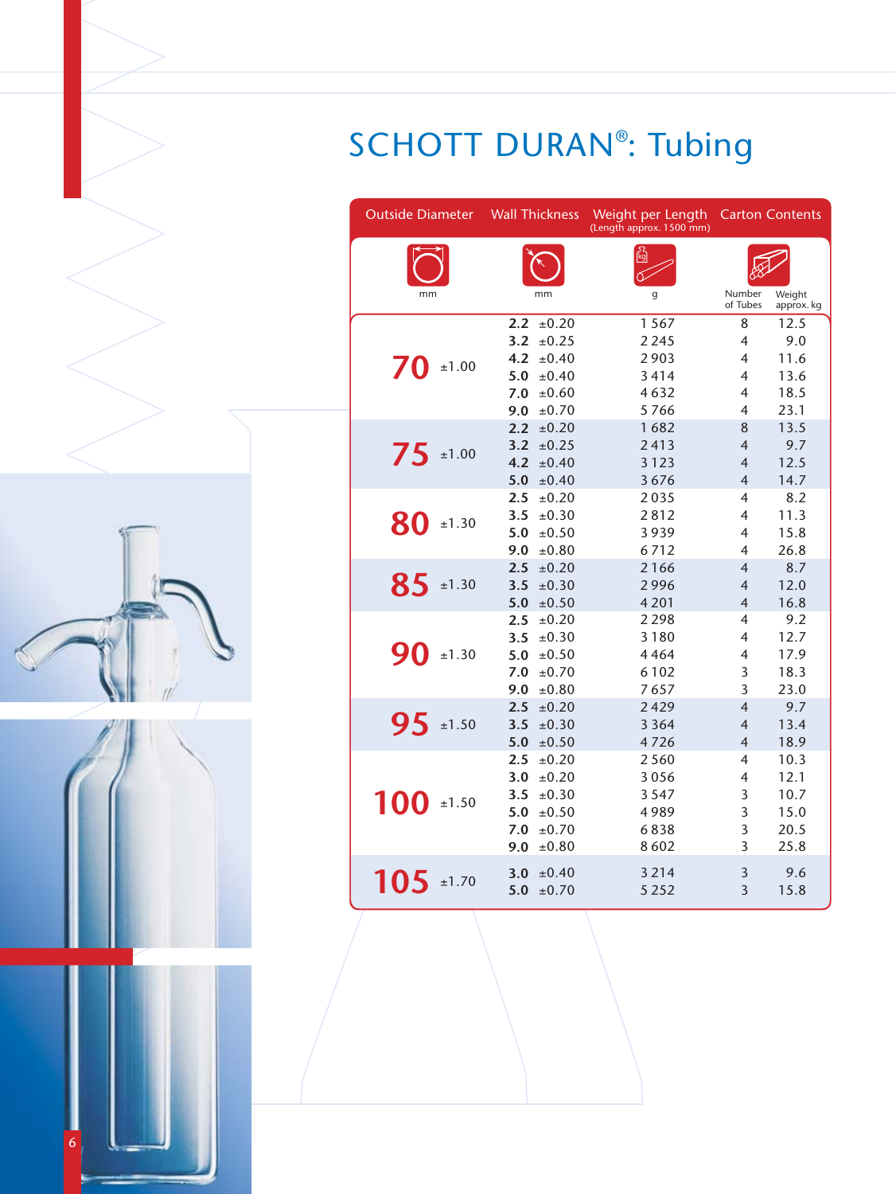# SCHOTT DURAN®: Tubing

| Outside Diameter | | Wall Thickness | | Weight per Length (Length approx. 1500 mm) | Carton Contents | |
|---|---|---|---|---|---|---|
| mm | | mm | | g | Number of Tubes | Weight approx. kg |
| **70** | ±1.00 | **2.2** | ±0.20 | 1 567 | 8 | 12.5 |
| | | **3.2** | ±0.25 | 2 245 | 4 | 9.0 |
| | | **4.2** | ±0.40 | 2 903 | 4 | 11.6 |
| | | **5.0** | ±0.40 | 3 414 | 4 | 13.6 |
| | | **7.0** | ±0.60 | 4 632 | 4 | 18.5 |
| | | **9.0** | ±0.70 | 5 766 | 4 | 23.1 |
| **75** | ±1.00 | **2.2** | ±0.20 | 1 682 | 8 | 13.5 |
| | | **3.2** | ±0.25 | 2 413 | 4 | 9.7 |
| | | **4.2** | ±0.40 | 3 123 | 4 | 12.5 |
| | | **5.0** | ±0.40 | 3 676 | 4 | 14.7 |
| **80** | ±1.30 | **2.5** | ±0.20 | 2 035 | 4 | 8.2 |
| | | **3.5** | ±0.30 | 2 812 | 4 | 11.3 |
| | | **5.0** | ±0.50 | 3 939 | 4 | 15.8 |
| | | **9.0** | ±0.80 | 6 712 | 4 | 26.8 |
| **85** | ±1.30 | **2.5** | ±0.20 | 2 166 | 4 | 8.7 |
| | | **3.5** | ±0.30 | 2 996 | 4 | 12.0 |
| | | **5.0** | ±0.50 | 4 201 | 4 | 16.8 |
| **90** | ±1.30 | **2.5** | ±0.20 | 2 298 | 4 | 9.2 |
| | | **3.5** | ±0.30 | 3 180 | 4 | 12.7 |
| | | **5.0** | ±0.50 | 4 464 | 4 | 17.9 |
| | | **7.0** | ±0.70 | 6 102 | 3 | 18.3 |
| | | **9.0** | ±0.80 | 7 657 | 3 | 23.0 |
| **95** | ±1.50 | **2.5** | ±0.20 | 2 429 | 4 | 9.7 |
| | | **3.5** | ±0.30 | 3 364 | 4 | 13.4 |
| | | **5.0** | ±0.50 | 4 726 | 4 | 18.9 |
| **100** | ±1.50 | **2.5** | ±0.20 | 2 560 | 4 | 10.3 |
| | | **3.0** | ±0.20 | 3 056 | 4 | 12.1 |
| | | **3.5** | ±0.30 | 3 547 | 3 | 10.7 |
| | | **5.0** | ±0.50 | 4 989 | 3 | 15.0 |
| | | **7.0** | ±0.70 | 6 838 | 3 | 20.5 |
| | | **9.0** | ±0.80 | 8 602 | 3 | 25.8 |
| **105** | ±1.70 | **3.0** | ±0.40 | 3 214 | 3 | 9.6 |
| | | **5.0** | ±0.70 | 5 252 | 3 | 15.8 |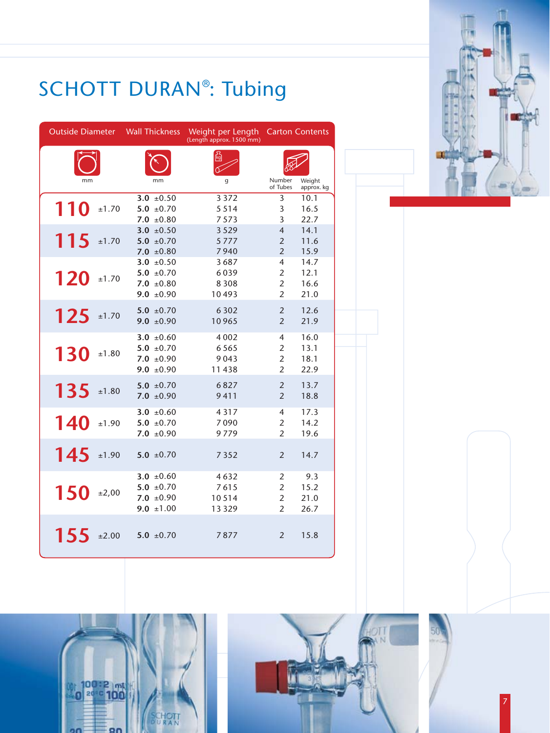# SCHOTT DURAN®: Tubing

| Outside Diameter mm | | Wall Thickness mm | | Weight per Length (Length approx. 1500 mm) g | Carton Contents Number of Tubes | Weight approx. kg |
|---|---|---|---|---|---|---|
| **110** | ±1.70 | **3.0** | ±0.50 | 3 372 | 3 | 10.1 |
| | | **5.0** | ±0.70 | 5 514 | 3 | 16.5 |
| | | **7.0** | ±0.80 | 7 573 | 3 | 22.7 |
| **115** | ±1.70 | **3.0** | ±0.50 | 3 529 | 4 | 14.1 |
| | | **5.0** | ±0.70 | 5 777 | 2 | 11.6 |
| | | **7.0** | ±0.80 | 7 940 | 2 | 15.9 |
| **120** | ±1.70 | **3.0** | ±0.50 | 3 687 | 4 | 14.7 |
| | | **5.0** | ±0.70 | 6 039 | 2 | 12.1 |
| | | **7.0** | ±0.80 | 8 308 | 2 | 16.6 |
| | | **9.0** | ±0.90 | 10 493 | 2 | 21.0 |
| **125** | ±1.70 | **5.0** | ±0.70 | 6 302 | 2 | 12.6 |
| | | **9.0** | ±0.90 | 10 965 | 2 | 21.9 |
| **130** | ±1.80 | **3.0** | ±0.60 | 4 002 | 4 | 16.0 |
| | | **5.0** | ±0.70 | 6 565 | 2 | 13.1 |
| | | **7.0** | ±0.90 | 9 043 | 2 | 18.1 |
| | | **9.0** | ±0.90 | 11 438 | 2 | 22.9 |
| **135** | ±1.80 | **5.0** | ±0.70 | 6 827 | 2 | 13.7 |
| | | **7.0** | ±0.90 | 9 411 | 2 | 18.8 |
| **140** | ±1.90 | **3.0** | ±0.60 | 4 317 | 4 | 17.3 |
| | | **5.0** | ±0.70 | 7 090 | 2 | 14.2 |
| | | **7.0** | ±0.90 | 9 779 | 2 | 19.6 |
| **145** | ±1.90 | **5.0** | ±0.70 | 7 352 | 2 | 14.7 |
| **150** | ±2,00 | **3.0** | ±0.60 | 4 632 | 2 | 9.3 |
| | | **5.0** | ±0.70 | 7 615 | 2 | 15.2 |
| | | **7.0** | ±0.90 | 10 514 | 2 | 21.0 |
| | | **9.0** | ±1.00 | 13 329 | 2 | 26.7 |
| **155** | ±2.00 | **5.0** | ±0.70 | 7 877 | 2 | 15.8 |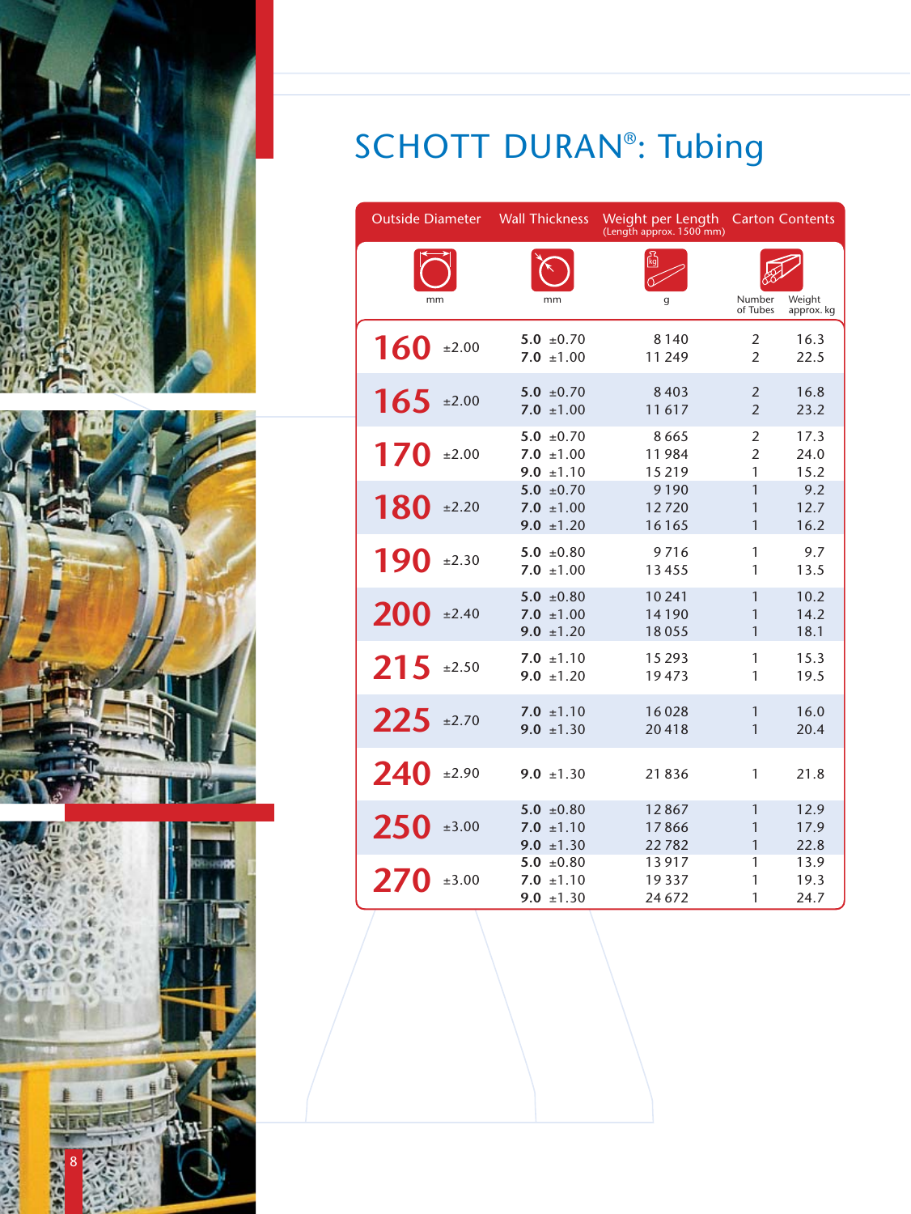# SCHOTT DURAN®: Tubing

| Outside Diameter | | Wall Thickness | Weight per Length (Length approx. 1500 mm) | Carton Contents | |
|---|---|---|---|---|---|
| mm | | mm | g | Number of Tubes | Weight approx. kg |
| **160** | ±2.00 | **5.0** ±0.70 | 8 140 | 2 | 16.3 |
| | | **7.0** ±1.00 | 11 249 | 2 | 22.5 |
| **165** | ±2.00 | **5.0** ±0.70 | 8 403 | 2 | 16.8 |
| | | **7.0** ±1.00 | 11 617 | 2 | 23.2 |
| **170** | ±2.00 | **5.0** ±0.70 | 8 665 | 2 | 17.3 |
| | | **7.0** ±1.00 | 11 984 | 2 | 24.0 |
| | | **9.0** ±1.10 | 15 219 | 1 | 15.2 |
| **180** | ±2.20 | **5.0** ±0.70 | 9 190 | 1 | 9.2 |
| | | **7.0** ±1.00 | 12 720 | 1 | 12.7 |
| | | **9.0** ±1.20 | 16 165 | 1 | 16.2 |
| **190** | ±2.30 | **5.0** ±0.80 | 9 716 | 1 | 9.7 |
| | | **7.0** ±1.00 | 13 455 | 1 | 13.5 |
| **200** | ±2.40 | **5.0** ±0.80 | 10 241 | 1 | 10.2 |
| | | **7.0** ±1.00 | 14 190 | 1 | 14.2 |
| | | **9.0** ±1.20 | 18 055 | 1 | 18.1 |
| **215** | ±2.50 | **7.0** ±1.10 | 15 293 | 1 | 15.3 |
| | | **9.0** ±1.20 | 19 473 | 1 | 19.5 |
| **225** | ±2.70 | **7.0** ±1.10 | 16 028 | 1 | 16.0 |
| | | **9.0** ±1.30 | 20 418 | 1 | 20.4 |
| **240** | ±2.90 | **9.0** ±1.30 | 21 836 | 1 | 21.8 |
| **250** | ±3.00 | **5.0** ±0.80 | 12 867 | 1 | 12.9 |
| | | **7.0** ±1.10 | 17 866 | 1 | 17.9 |
| | | **9.0** ±1.30 | 22 782 | 1 | 22.8 |
| **270** | ±3.00 | **5.0** ±0.80 | 13 917 | 1 | 13.9 |
| | | **7.0** ±1.10 | 19 337 | 1 | 19.3 |
| | | **9.0** ±1.30 | 24 672 | 1 | 24.7 |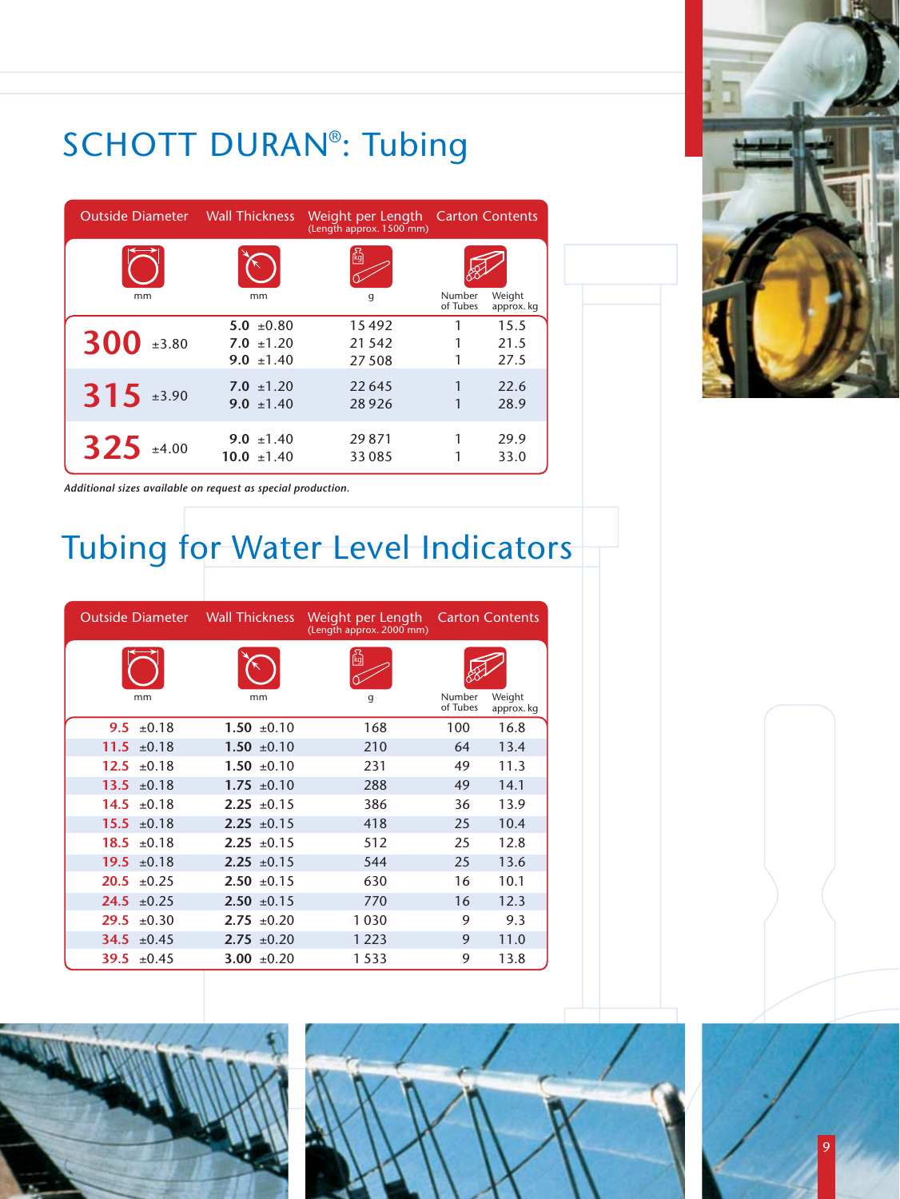# SCHOTT DURAN®: Tubing

| Outside Diameter mm | | Wall Thickness mm | | Weight per Length (Length approx. 1500 mm) g | Carton Contents Number of Tubes | Carton Contents Weight approx. kg |
|---|---|---|---|---|---|---|
| 300 | ±3.80 | 5.0 | ±0.80 | 15 492 | 1 | 15.5 |
| | | 7.0 | ±1.20 | 21 542 | 1 | 21.5 |
| | | 9.0 | ±1.40 | 27 508 | 1 | 27.5 |
| 315 | ±3.90 | 7.0 | ±1.20 | 22 645 | 1 | 22.6 |
| | | 9.0 | ±1.40 | 28 926 | 1 | 28.9 |
| 325 | ±4.00 | 9.0 | ±1.40 | 29 871 | 1 | 29.9 |
| | | 10.0 | ±1.40 | 33 085 | 1 | 33.0 |

*Additional sizes available on request as special production.*

# Tubing for Water Level Indicators

| Outside Diameter mm | | Wall Thickness mm | | Weight per Length (Length approx. 2000 mm) g | Carton Contents Number of Tubes | Carton Contents Weight approx. kg |
|---|---|---|---|---|---|---|
| 9.5 | ±0.18 | 1.50 | ±0.10 | 168 | 100 | 16.8 |
| 11.5 | ±0.18 | 1.50 | ±0.10 | 210 | 64 | 13.4 |
| 12.5 | ±0.18 | 1.50 | ±0.10 | 231 | 49 | 11.3 |
| 13.5 | ±0.18 | 1.75 | ±0.10 | 288 | 49 | 14.1 |
| 14.5 | ±0.18 | 2.25 | ±0.15 | 386 | 36 | 13.9 |
| 15.5 | ±0.18 | 2.25 | ±0.15 | 418 | 25 | 10.4 |
| 18.5 | ±0.18 | 2.25 | ±0.15 | 512 | 25 | 12.8 |
| 19.5 | ±0.18 | 2.25 | ±0.15 | 544 | 25 | 13.6 |
| 20.5 | ±0.25 | 2.50 | ±0.15 | 630 | 16 | 10.1 |
| 24.5 | ±0.25 | 2.50 | ±0.15 | 770 | 16 | 12.3 |
| 29.5 | ±0.30 | 2.75 | ±0.20 | 1 030 | 9 | 9.3 |
| 34.5 | ±0.45 | 2.75 | ±0.20 | 1 223 | 9 | 11.0 |
| 39.5 | ±0.45 | 3.00 | ±0.20 | 1 533 | 9 | 13.8 |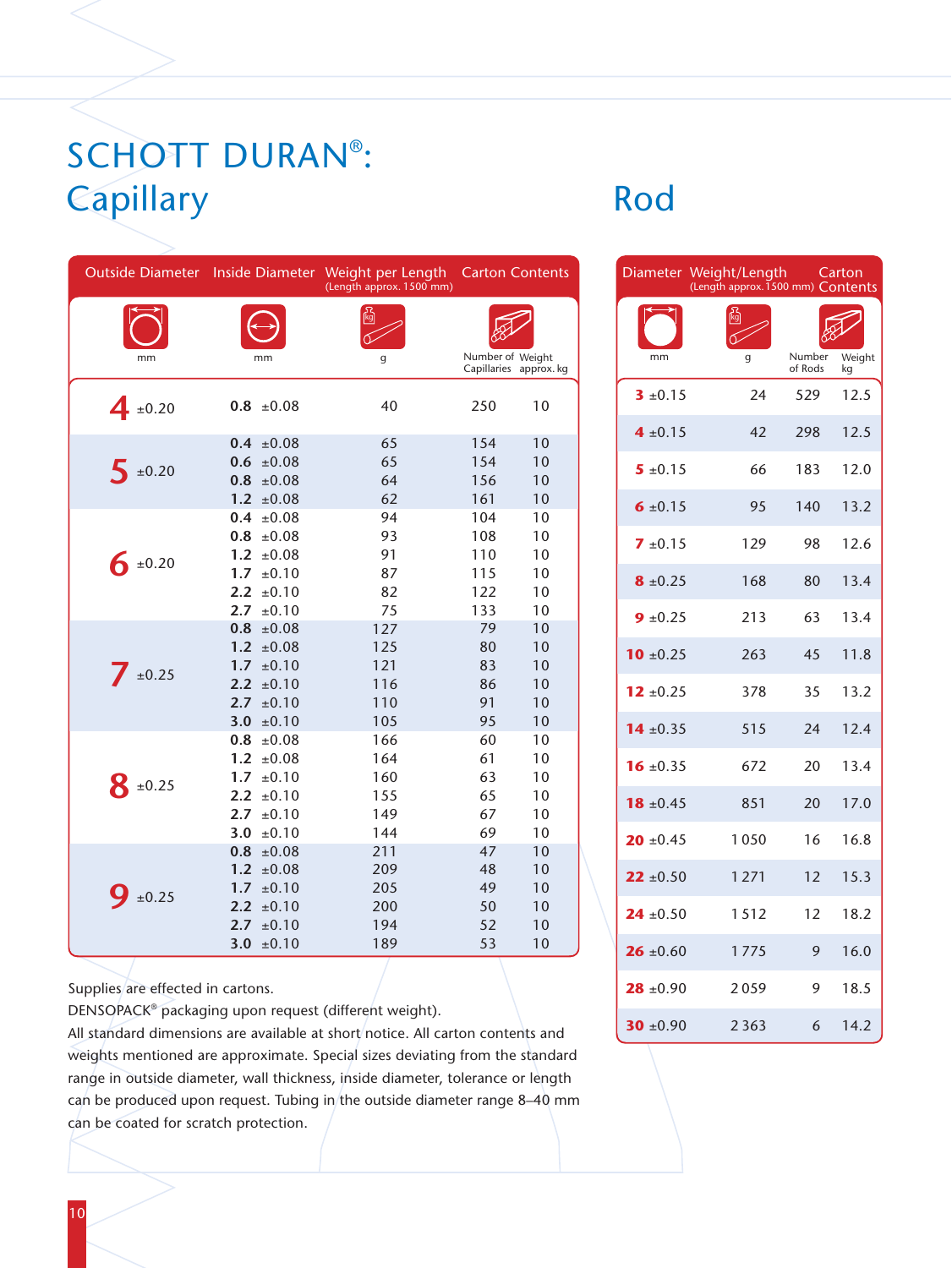# SCHOTT DURAN®:

## Capillary

| Outside Diameter mm | Inside Diameter mm | Weight per Length (Length approx. 1500 mm) g | Carton Contents Number of Capillaries | Carton Contents Weight approx. kg |
|---|---|---|---|---|
| **4** ±0.20 | **0.8** ±0.08 | 40 | 250 | 10 |
| **5** ±0.20 | **0.4** ±0.08 | 65 | 154 | 10 |
| | **0.6** ±0.08 | 65 | 154 | 10 |
| | **0.8** ±0.08 | 64 | 156 | 10 |
| | **1.2** ±0.08 | 62 | 161 | 10 |
| **6** ±0.20 | **0.4** ±0.08 | 94 | 104 | 10 |
| | **0.8** ±0.08 | 93 | 108 | 10 |
| | **1.2** ±0.08 | 91 | 110 | 10 |
| | **1.7** ±0.10 | 87 | 115 | 10 |
| | **2.2** ±0.10 | 82 | 122 | 10 |
| | **2.7** ±0.10 | 75 | 133 | 10 |
| **7** ±0.25 | **0.8** ±0.08 | 127 | 79 | 10 |
| | **1.2** ±0.08 | 125 | 80 | 10 |
| | **1.7** ±0.10 | 121 | 83 | 10 |
| | **2.2** ±0.10 | 116 | 86 | 10 |
| | **2.7** ±0.10 | 110 | 91 | 10 |
| | **3.0** ±0.10 | 105 | 95 | 10 |
| **8** ±0.25 | **0.8** ±0.08 | 166 | 60 | 10 |
| | **1.2** ±0.08 | 164 | 61 | 10 |
| | **1.7** ±0.10 | 160 | 63 | 10 |
| | **2.2** ±0.10 | 155 | 65 | 10 |
| | **2.7** ±0.10 | 149 | 67 | 10 |
| | **3.0** ±0.10 | 144 | 69 | 10 |
| **9** ±0.25 | **0.8** ±0.08 | 211 | 47 | 10 |
| | **1.2** ±0.08 | 209 | 48 | 10 |
| | **1.7** ±0.10 | 205 | 49 | 10 |
| | **2.2** ±0.10 | 200 | 50 | 10 |
| | **2.7** ±0.10 | 194 | 52 | 10 |
| | **3.0** ±0.10 | 189 | 53 | 10 |

Supplies are effected in cartons.
DENSOPACK® packaging upon request (different weight).
All standard dimensions are available at short notice. All carton contents and weights mentioned are approximate. Special sizes deviating from the standard range in outside diameter, wall thickness, inside diameter, tolerance or length can be produced upon request. Tubing in the outside diameter range 8–40 mm can be coated for scratch protection.

## Rod

| Diameter mm | Weight/Length (Length approx. 1500 mm) g | Carton Contents Number of Rods | Carton Contents Weight kg |
|---|---|---|---|
| **3** ±0.15 | 24 | 529 | 12.5 |
| **4** ±0.15 | 42 | 298 | 12.5 |
| **5** ±0.15 | 66 | 183 | 12.0 |
| **6** ±0.15 | 95 | 140 | 13.2 |
| **7** ±0.15 | 129 | 98 | 12.6 |
| **8** ±0.25 | 168 | 80 | 13.4 |
| **9** ±0.25 | 213 | 63 | 13.4 |
| **10** ±0.25 | 263 | 45 | 11.8 |
| **12** ±0.25 | 378 | 35 | 13.2 |
| **14** ±0.35 | 515 | 24 | 12.4 |
| **16** ±0.35 | 672 | 20 | 13.4 |
| **18** ±0.45 | 851 | 20 | 17.0 |
| **20** ±0.45 | 1050 | 16 | 16.8 |
| **22** ±0.50 | 1271 | 12 | 15.3 |
| **24** ±0.50 | 1512 | 12 | 18.2 |
| **26** ±0.60 | 1775 | 9 | 16.0 |
| **28** ±0.90 | 2059 | 9 | 18.5 |
| **30** ±0.90 | 2363 | 6 | 14.2 |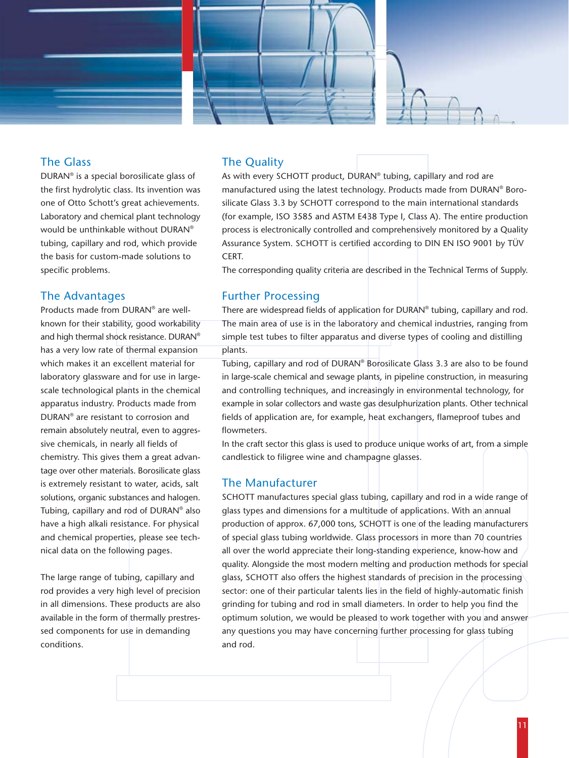## The Glass

DURAN® is a special borosilicate glass of the first hydrolytic class. Its invention was one of Otto Schott's great achievements. Laboratory and chemical plant technology would be unthinkable without DURAN® tubing, capillary and rod, which provide the basis for custom-made solutions to specific problems.

## The Advantages

Products made from DURAN® are well-known for their stability, good workability and high thermal shock resistance. DURAN® has a very low rate of thermal expansion which makes it an excellent material for laboratory glassware and for use in large-scale technological plants in the chemical apparatus industry. Products made from DURAN® are resistant to corrosion and remain absolutely neutral, even to aggressive chemicals, in nearly all fields of chemistry. This gives them a great advantage over other materials. Borosilicate glass is extremely resistant to water, acids, salt solutions, organic substances and halogen. Tubing, capillary and rod of DURAN® also have a high alkali resistance. For physical and chemical properties, please see technical data on the following pages.

The large range of tubing, capillary and rod provides a very high level of precision in all dimensions. These products are also available in the form of thermally prestressed components for use in demanding conditions.

## The Quality

As with every SCHOTT product, DURAN® tubing, capillary and rod are manufactured using the latest technology. Products made from DURAN® Borosilicate Glass 3.3 by SCHOTT correspond to the main international standards (for example, ISO 3585 and ASTM E438 Type I, Class A). The entire production process is electronically controlled and comprehensively monitored by a Quality Assurance System. SCHOTT is certified according to DIN EN ISO 9001 by TÜV CERT.

The corresponding quality criteria are described in the Technical Terms of Supply.

## Further Processing

There are widespread fields of application for DURAN® tubing, capillary and rod. The main area of use is in the laboratory and chemical industries, ranging from simple test tubes to filter apparatus and diverse types of cooling and distilling plants.

Tubing, capillary and rod of DURAN® Borosilicate Glass 3.3 are also to be found in large-scale chemical and sewage plants, in pipeline construction, in measuring and controlling techniques, and increasingly in environmental technology, for example in solar collectors and waste gas desulphurization plants. Other technical fields of application are, for example, heat exchangers, flameproof tubes and flowmeters.

In the craft sector this glass is used to produce unique works of art, from a simple candlestick to filigree wine and champagne glasses.

## The Manufacturer

SCHOTT manufactures special glass tubing, capillary and rod in a wide range of glass types and dimensions for a multitude of applications. With an annual production of approx. 67,000 tons, SCHOTT is one of the leading manufacturers of special glass tubing worldwide. Glass processors in more than 70 countries all over the world appreciate their long-standing experience, know-how and quality. Alongside the most modern melting and production methods for special glass, SCHOTT also offers the highest standards of precision in the processing sector: one of their particular talents lies in the field of highly-automatic finish grinding for tubing and rod in small diameters. In order to help you find the optimum solution, we would be pleased to work together with you and answer any questions you may have concerning further processing for glass tubing and rod.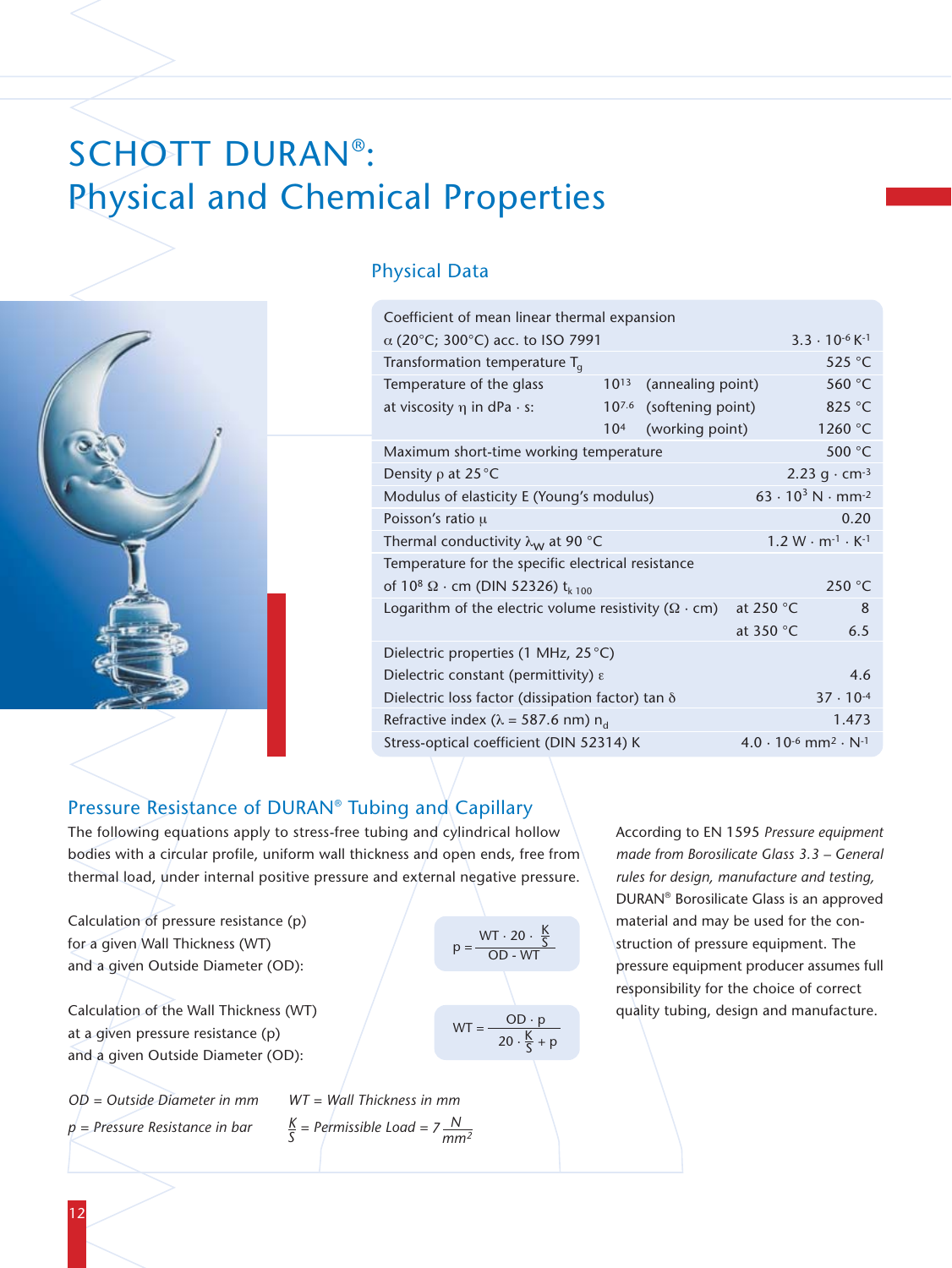# SCHOTT DURAN®: Physical and Chemical Properties

## Physical Data

| Property | | | Value |
|---|---|---|---|
| Coefficient of mean linear thermal expansion $\alpha$ (20°C; 300°C) acc. to ISO 7991 | | | $3.3 \cdot 10^{-6}$ K$^{-1}$ |
| Transformation temperature $T_g$ | | | 525 °C |
| Temperature of the glass at viscosity $\eta$ in dPa · s: | $10^{13}$ | (annealing point) | 560 °C |
| | $10^{7.6}$ | (softening point) | 825 °C |
| | $10^{4}$ | (working point) | 1260 °C |
| Maximum short-time working temperature | | | 500 °C |
| Density $\rho$ at 25°C | | | 2.23 g · cm$^{-3}$ |
| Modulus of elasticity E (Young's modulus) | | | $63 \cdot 10^{3}$ N · mm$^{-2}$ |
| Poisson's ratio $\mu$ | | | 0.20 |
| Thermal conductivity $\lambda_W$ at 90 °C | | | 1.2 W · m$^{-1}$ · K$^{-1}$ |
| Temperature for the specific electrical resistance of $10^8$ Ω · cm (DIN 52326) $t_{k\,100}$ | | | 250 °C |
| Logarithm of the electric volume resistivity (Ω · cm) | | at 250 °C | 8 |
| | | at 350 °C | 6.5 |
| Dielectric properties (1 MHz, 25°C) | | | |
| Dielectric constant (permittivity) $\varepsilon$ | | | 4.6 |
| Dielectric loss factor (dissipation factor) tan $\delta$ | | | $37 \cdot 10^{-4}$ |
| Refractive index ($\lambda$ = 587.6 nm) $n_d$ | | | 1.473 |
| Stress-optical coefficient (DIN 52314) K | | | $4.0 \cdot 10^{-6}$ mm$^2$ · N$^{-1}$ |

## Pressure Resistance of DURAN® Tubing and Capillary

The following equations apply to stress-free tubing and cylindrical hollow bodies with a circular profile, uniform wall thickness and open ends, free from thermal load, under internal positive pressure and external negative pressure.

Calculation of pressure resistance (p) for a given Wall Thickness (WT) and a given Outside Diameter (OD):

$$p = \frac{WT \cdot 20 \cdot \frac{K}{S}}{OD - WT}$$

Calculation of the Wall Thickness (WT) at a given pressure resistance (p) and a given Outside Diameter (OD):

$$WT = \frac{OD \cdot p}{20 \cdot \frac{K}{S} + p}$$

*OD = Outside Diameter in mm* *WT = Wall Thickness in mm*

*p = Pressure Resistance in bar* *$\frac{K}{S}$ = Permissible Load = $7 \frac{N}{mm^2}$*

According to EN 1595 *Pressure equipment made from Borosilicate Glass 3.3 – General rules for design, manufacture and testing,* DURAN® Borosilicate Glass is an approved material and may be used for the construction of pressure equipment. The pressure equipment producer assumes full responsibility for the choice of correct quality tubing, design and manufacture.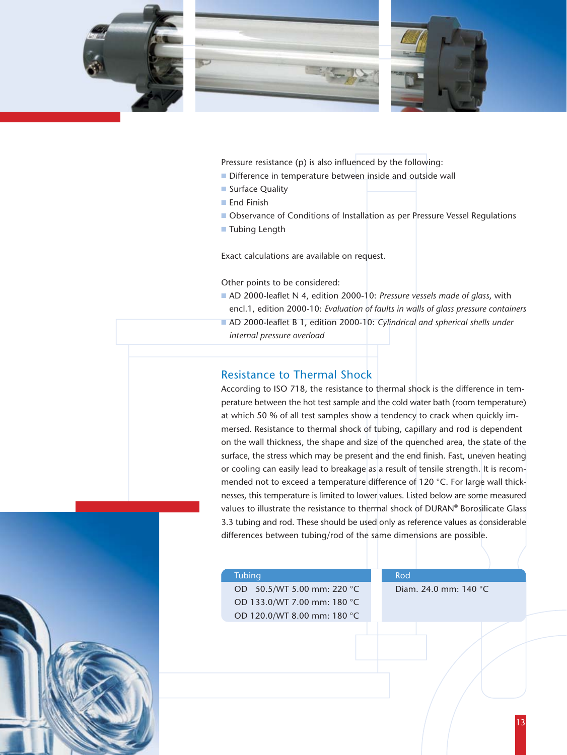Pressure resistance (p) is also influenced by the following:

- Difference in temperature between inside and outside wall
- Surface Quality
- End Finish
- Observance of Conditions of Installation as per Pressure Vessel Regulations
- Tubing Length

Exact calculations are available on request.

Other points to be considered:

- AD 2000-leaflet N 4, edition 2000-10: *Pressure vessels made of glass*, with encl.1, edition 2000-10: *Evaluation of faults in walls of glass pressure containers*
- AD 2000-leaflet B 1, edition 2000-10: *Cylindrical and spherical shells under internal pressure overload*

## Resistance to Thermal Shock

According to ISO 718, the resistance to thermal shock is the difference in temperature between the hot test sample and the cold water bath (room temperature) at which 50 % of all test samples show a tendency to crack when quickly immersed. Resistance to thermal shock of tubing, capillary and rod is dependent on the wall thickness, the shape and size of the quenched area, the state of the surface, the stress which may be present and the end finish. Fast, uneven heating or cooling can easily lead to breakage as a result of tensile strength. It is recommended not to exceed a temperature difference of 120 °C. For large wall thicknesses, this temperature is limited to lower values. Listed below are some measured values to illustrate the resistance to thermal shock of DURAN® Borosilicate Glass 3.3 tubing and rod. These should be used only as reference values as considerable differences between tubing/rod of the same dimensions are possible.

| Tubing | Rod |
| --- | --- |
| OD 50.5/WT 5.00 mm: 220 °C | Diam. 24.0 mm: 140 °C |
| OD 133.0/WT 7.00 mm: 180 °C | |
| OD 120.0/WT 8.00 mm: 180 °C | |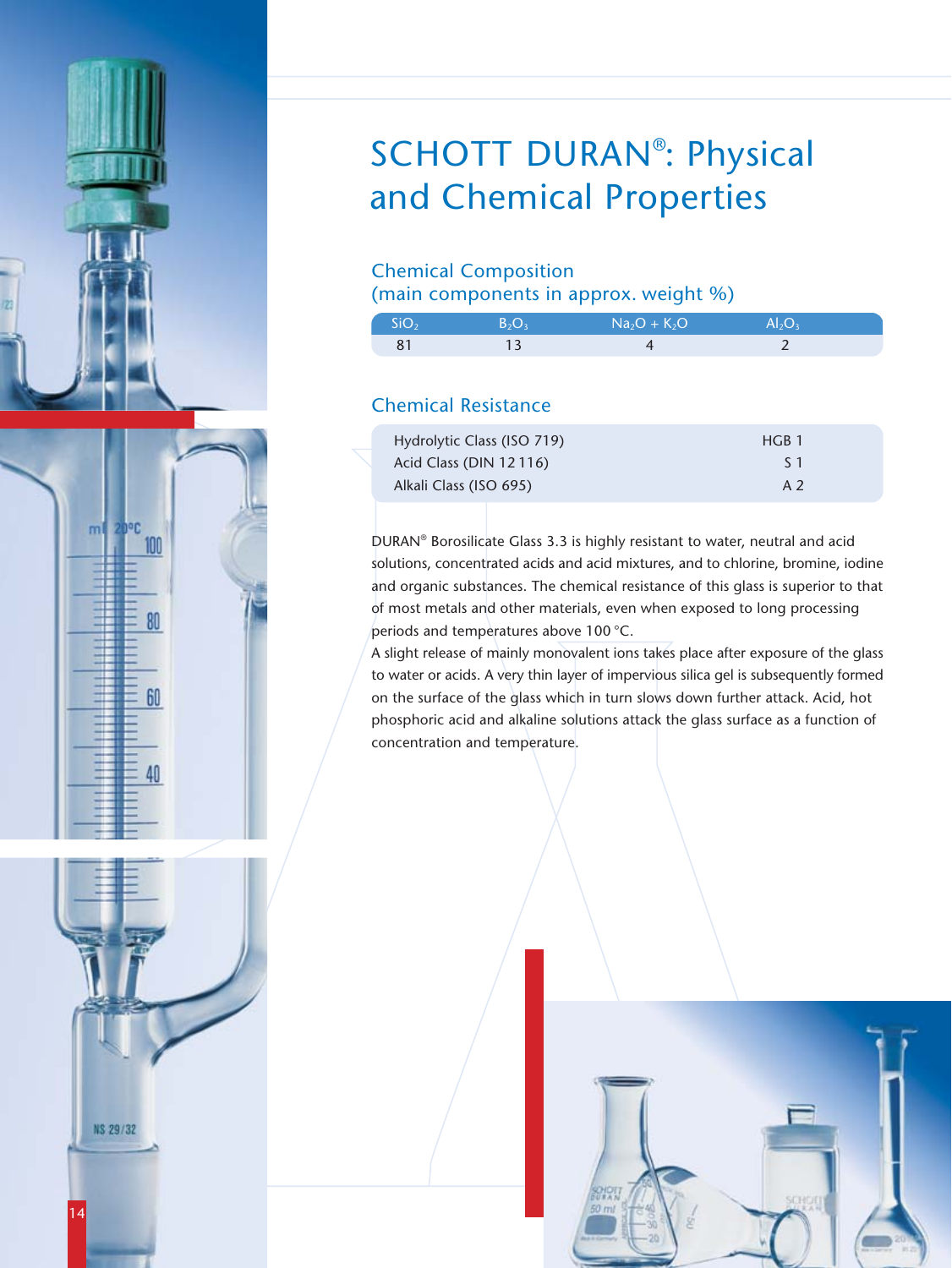# SCHOTT DURAN®: Physical and Chemical Properties

## Chemical Composition
(main components in approx. weight %)

| $SiO_2$ | $B_2O_3$ | $Na_2O + K_2O$ | $Al_2O_3$ |
|---|---|---|---|
| 81 | 13 | 4 | 2 |

## Chemical Resistance

| | |
|---|---|
| Hydrolytic Class (ISO 719) | HGB 1 |
| Acid Class (DIN 12 116) | S 1 |
| Alkali Class (ISO 695) | A 2 |

DURAN® Borosilicate Glass 3.3 is highly resistant to water, neutral and acid solutions, concentrated acids and acid mixtures, and to chlorine, bromine, iodine and organic substances. The chemical resistance of this glass is superior to that of most metals and other materials, even when exposed to long processing periods and temperatures above 100 °C.

A slight release of mainly monovalent ions takes place after exposure of the glass to water or acids. A very thin layer of impervious silica gel is subsequently formed on the surface of the glass which in turn slows down further attack. Acid, hot phosphoric acid and alkaline solutions attack the glass surface as a function of concentration and temperature.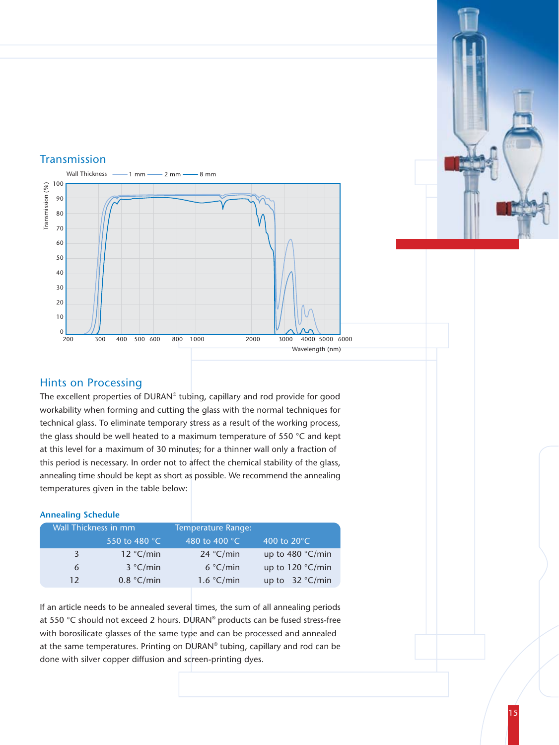## Transmission

## Hints on Processing

The excellent properties of DURAN® tubing, capillary and rod provide for good workability when forming and cutting the glass with the normal techniques for technical glass. To eliminate temporary stress as a result of the working process, the glass should be well heated to a maximum temperature of 550 °C and kept at this level for a maximum of 30 minutes; for a thinner wall only a fraction of this period is necessary. In order not to affect the chemical stability of the glass, annealing time should be kept as short as possible. We recommend the annealing temperatures given in the table below:

### Annealing Schedule

| Wall Thickness in mm | Temperature Range: | | |
|---|---|---|---|
| | 550 to 480 °C | 480 to 400 °C | 400 to 20°C |
| 3 | 12 °C/min | 24 °C/min | up to 480 °C/min |
| 6 | 3 °C/min | 6 °C/min | up to 120 °C/min |
| 12 | 0.8 °C/min | 1.6 °C/min | up to 32 °C/min |

If an article needs to be annealed several times, the sum of all annealing periods at 550 °C should not exceed 2 hours. DURAN® products can be fused stress-free with borosilicate glasses of the same type and can be processed and annealed at the same temperatures. Printing on DURAN® tubing, capillary and rod can be done with silver copper diffusion and screen-printing dyes.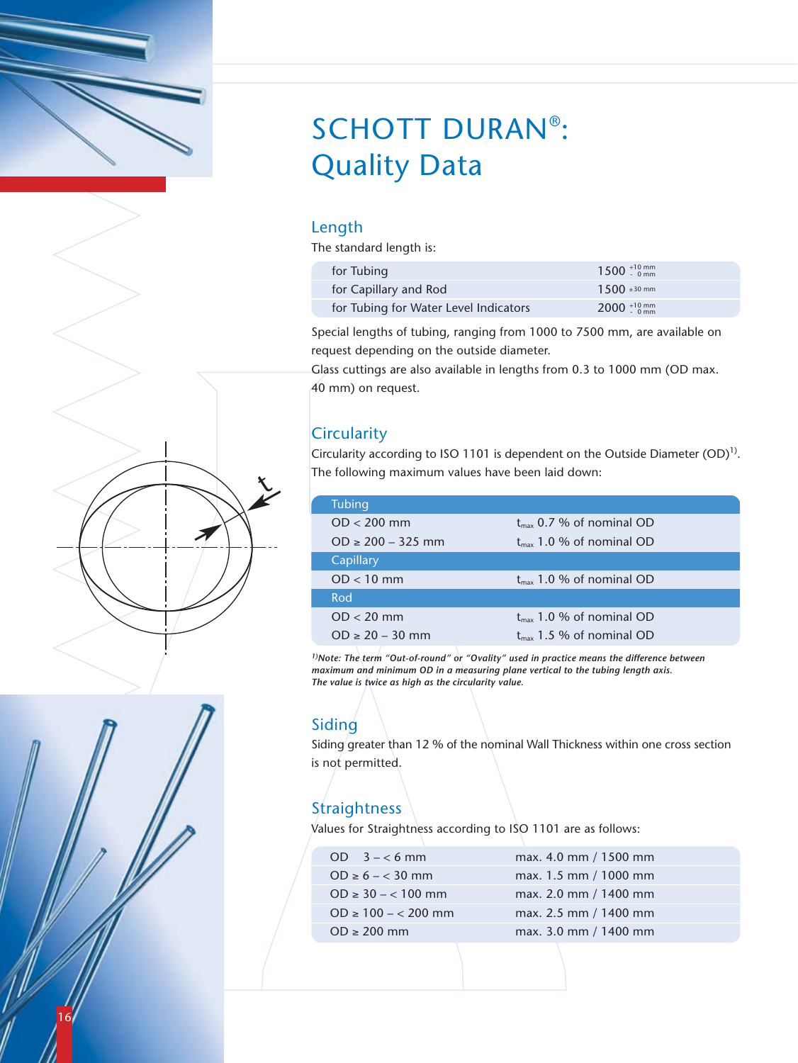# SCHOTT DURAN®: Quality Data

## Length

The standard length is:

| | |
|---|---|
| for Tubing | 1500 $^{+10\,mm}_{-\,0\,mm}$ |
| for Capillary and Rod | 1500 $\pm 30\,mm$ |
| for Tubing for Water Level Indicators | 2000 $^{+10\,mm}_{-\,0\,mm}$ |

Special lengths of tubing, ranging from 1000 to 7500 mm, are available on request depending on the outside diameter.

Glass cuttings are also available in lengths from 0.3 to 1000 mm (OD max. 40 mm) on request.

## Circularity

Circularity according to ISO 1101 is dependent on the Outside Diameter (OD)[1]. The following maximum values have been laid down:

| Tubing | |
|---|---|
| OD < 200 mm | $t_{max}$ 0.7 % of nominal OD |
| OD ≥ 200 – 325 mm | $t_{max}$ 1.0 % of nominal OD |
| **Capillary** | |
| OD < 10 mm | $t_{max}$ 1.0 % of nominal OD |
| **Rod** | |
| OD < 20 mm | $t_{max}$ 1.0 % of nominal OD |
| OD ≥ 20 – 30 mm | $t_{max}$ 1.5 % of nominal OD |

*[1]Note: The term "Out-of-round" or "Ovality" used in practice means the difference between maximum and minimum OD in a measuring plane vertical to the tubing length axis. The value is twice as high as the circularity value.*

## Siding

Siding greater than 12 % of the nominal Wall Thickness within one cross section is not permitted.

## Straightness

Values for Straightness according to ISO 1101 are as follows:

| | |
|---|---|
| OD 3 – < 6 mm | max. 4.0 mm / 1500 mm |
| OD ≥ 6 – < 30 mm | max. 1.5 mm / 1000 mm |
| OD ≥ 30 – < 100 mm | max. 2.0 mm / 1400 mm |
| OD ≥ 100 – < 200 mm | max. 2.5 mm / 1400 mm |
| OD ≥ 200 mm | max. 3.0 mm / 1400 mm |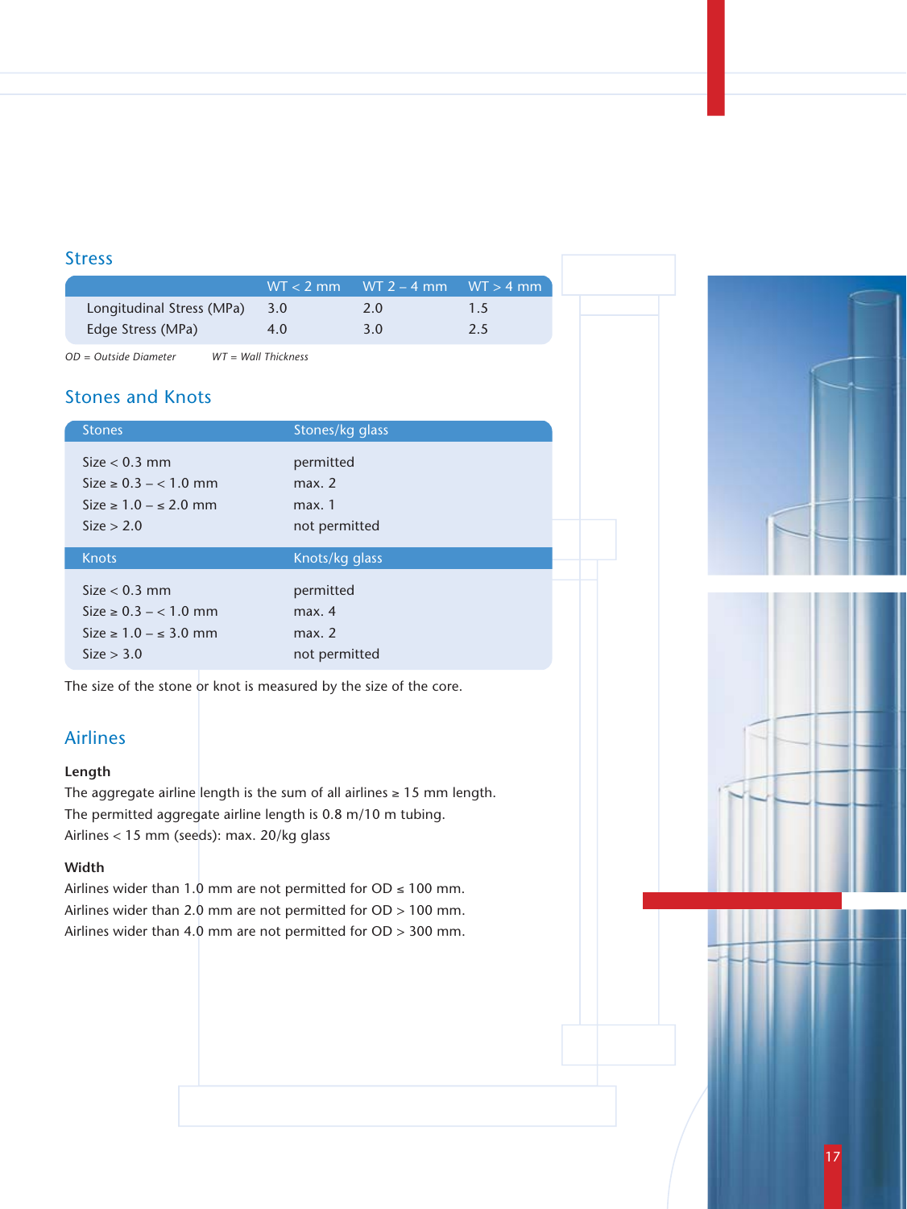## Stress

| | WT < 2 mm | WT 2 – 4 mm | WT > 4 mm |
|---|---|---|---|
| Longitudinal Stress (MPa) | 3.0 | 2.0 | 1.5 |
| Edge Stress (MPa) | 4.0 | 3.0 | 2.5 |

*OD = Outside Diameter* *WT = Wall Thickness*

## Stones and Knots

| Stones | Stones/kg glass |
|---|---|
| Size < 0.3 mm | permitted |
| Size ≥ 0.3 – < 1.0 mm | max. 2 |
| Size ≥ 1.0 – ≤ 2.0 mm | max. 1 |
| Size > 2.0 | not permitted |

| Knots | Knots/kg glass |
|---|---|
| Size < 0.3 mm | permitted |
| Size ≥ 0.3 – < 1.0 mm | max. 4 |
| Size ≥ 1.0 – ≤ 3.0 mm | max. 2 |
| Size > 3.0 | not permitted |

The size of the stone or knot is measured by the size of the core.

## Airlines

**Length**

The aggregate airline length is the sum of all airlines ≥ 15 mm length.
The permitted aggregate airline length is 0.8 m/10 m tubing.
Airlines < 15 mm (seeds): max. 20/kg glass

**Width**

Airlines wider than 1.0 mm are not permitted for OD ≤ 100 mm.
Airlines wider than 2.0 mm are not permitted for OD > 100 mm.
Airlines wider than 4.0 mm are not permitted for OD > 300 mm.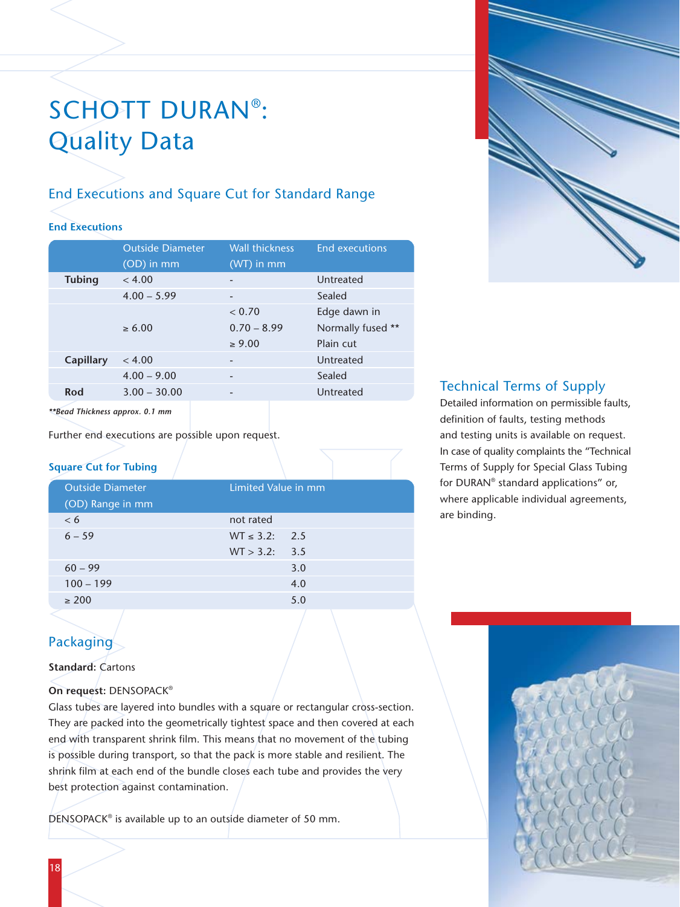# SCHOTT DURAN®: Quality Data

## End Executions and Square Cut for Standard Range

### End Executions

| | Outside Diameter (OD) in mm | Wall thickness (WT) in mm | End executions |
|---|---|---|---|
| **Tubing** | < 4.00 | - | Untreated |
| | 4.00 – 5.99 | - | Sealed |
| | ≥ 6.00 | < 0.70 | Edge dawn in |
| | | 0.70 – 8.99 | Normally fused ** |
| | | ≥ 9.00 | Plain cut |
| **Capillary** | < 4.00 | - | Untreated |
| | 4.00 – 9.00 | - | Sealed |
| **Rod** | 3.00 – 30.00 | - | Untreated |

***Bead Thickness approx. 0.1 mm*

Further end executions are possible upon request.

### Square Cut for Tubing

| Outside Diameter (OD) Range in mm | Limited Value in mm | |
|---|---|---|
| < 6 | not rated | |
| 6 – 59 | WT ≤ 3.2: | 2.5 |
| | WT > 3.2: | 3.5 |
| 60 – 99 | | 3.0 |
| 100 – 199 | | 4.0 |
| ≥ 200 | | 5.0 |

## Packaging

**Standard:** Cartons

**On request:** DENSOPACK®
Glass tubes are layered into bundles with a square or rectangular cross-section. They are packed into the geometrically tightest space and then covered at each end with transparent shrink film. This means that no movement of the tubing is possible during transport, so that the pack is more stable and resilient. The shrink film at each end of the bundle closes each tube and provides the very best protection against contamination.

DENSOPACK® is available up to an outside diameter of 50 mm.

## Technical Terms of Supply

Detailed information on permissible faults, definition of faults, testing methods and testing units is available on request. In case of quality complaints the "Technical Terms of Supply for Special Glass Tubing for DURAN® standard applications" or, where applicable individual agreements, are binding.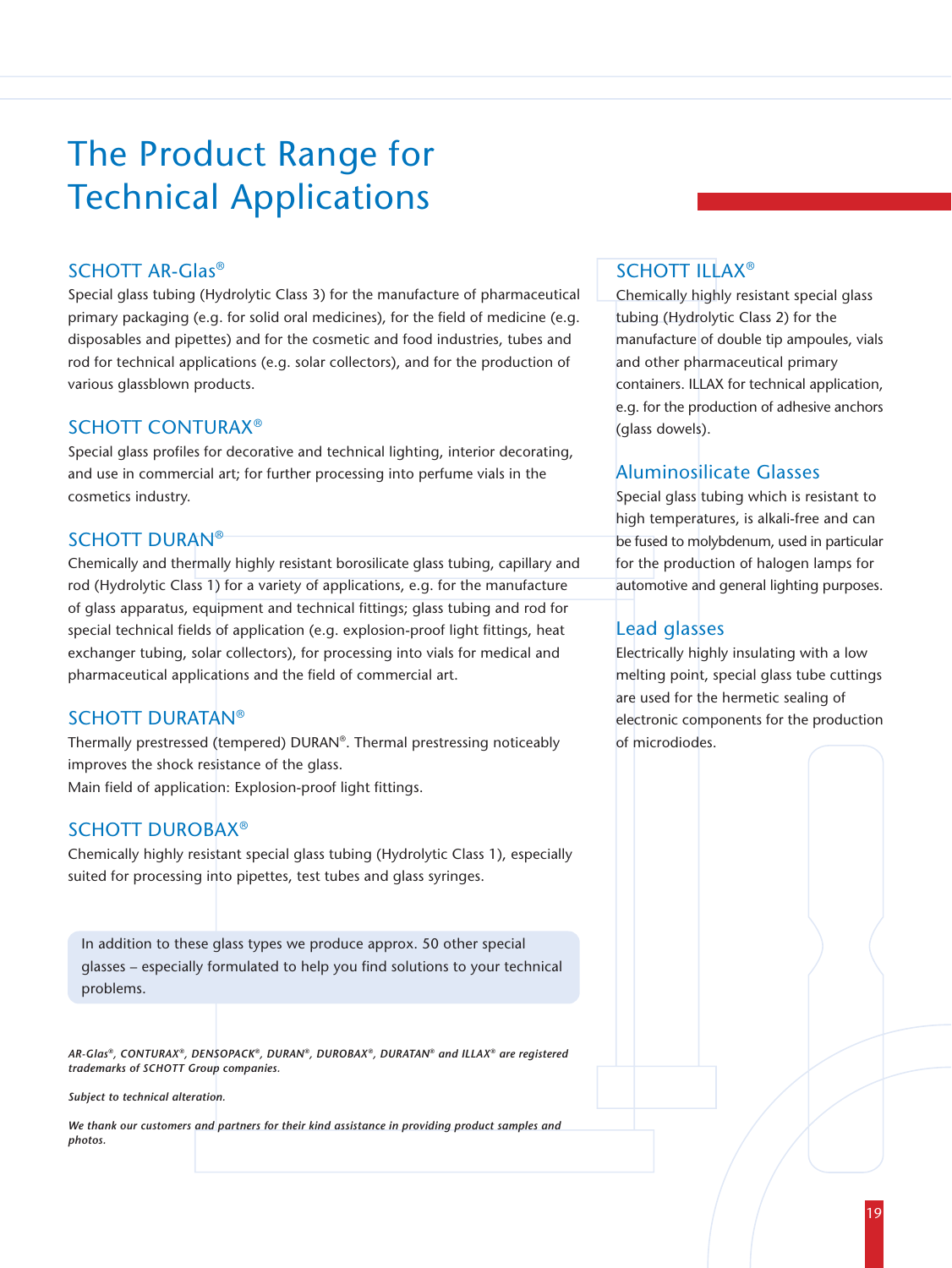# The Product Range for Technical Applications

## SCHOTT AR-Glas®

Special glass tubing (Hydrolytic Class 3) for the manufacture of pharmaceutical primary packaging (e.g. for solid oral medicines), for the field of medicine (e.g. disposables and pipettes) and for the cosmetic and food industries, tubes and rod for technical applications (e.g. solar collectors), and for the production of various glassblown products.

## SCHOTT CONTURAX®

Special glass profiles for decorative and technical lighting, interior decorating, and use in commercial art; for further processing into perfume vials in the cosmetics industry.

## SCHOTT DURAN®

Chemically and thermally highly resistant borosilicate glass tubing, capillary and rod (Hydrolytic Class 1) for a variety of applications, e.g. for the manufacture of glass apparatus, equipment and technical fittings; glass tubing and rod for special technical fields of application (e.g. explosion-proof light fittings, heat exchanger tubing, solar collectors), for processing into vials for medical and pharmaceutical applications and the field of commercial art.

## SCHOTT DURATAN®

Thermally prestressed (tempered) DURAN®. Thermal prestressing noticeably improves the shock resistance of the glass.
Main field of application: Explosion-proof light fittings.

## SCHOTT DUROBAX®

Chemically highly resistant special glass tubing (Hydrolytic Class 1), especially suited for processing into pipettes, test tubes and glass syringes.

In addition to these glass types we produce approx. 50 other special glasses – especially formulated to help you find solutions to your technical problems.

***AR-Glas®, CONTURAX®, DENSOPACK®, DURAN®, DUROBAX®, DURATAN® and ILLAX® are registered trademarks of SCHOTT Group companies.***

***Subject to technical alteration.***

***We thank our customers and partners for their kind assistance in providing product samples and photos.***

## SCHOTT ILLAX®

Chemically highly resistant special glass tubing (Hydrolytic Class 2) for the manufacture of double tip ampoules, vials and other pharmaceutical primary containers. ILLAX for technical application, e.g. for the production of adhesive anchors (glass dowels).

## Aluminosilicate Glasses

Special glass tubing which is resistant to high temperatures, is alkali-free and can be fused to molybdenum, used in particular for the production of halogen lamps for automotive and general lighting purposes.

## Lead glasses

Electrically highly insulating with a low melting point, special glass tube cuttings are used for the hermetic sealing of electronic components for the production of microdiodes.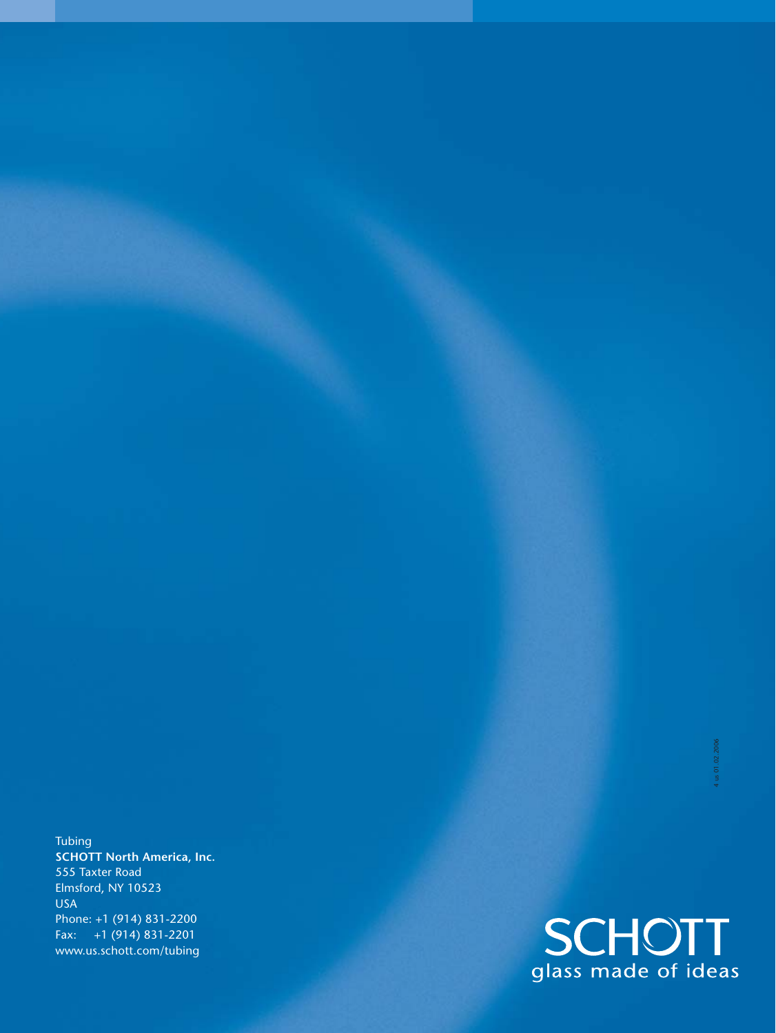Tubing
**SCHOTT North America, Inc.**
555 Taxter Road
Elmsford, NY 10523
USA
Phone: +1 (914) 831-2200
Fax: +1 (914) 831-2201
www.us.schott.com/tubing

SCHOTT
glass made of ideas

4 us 01 02 2006